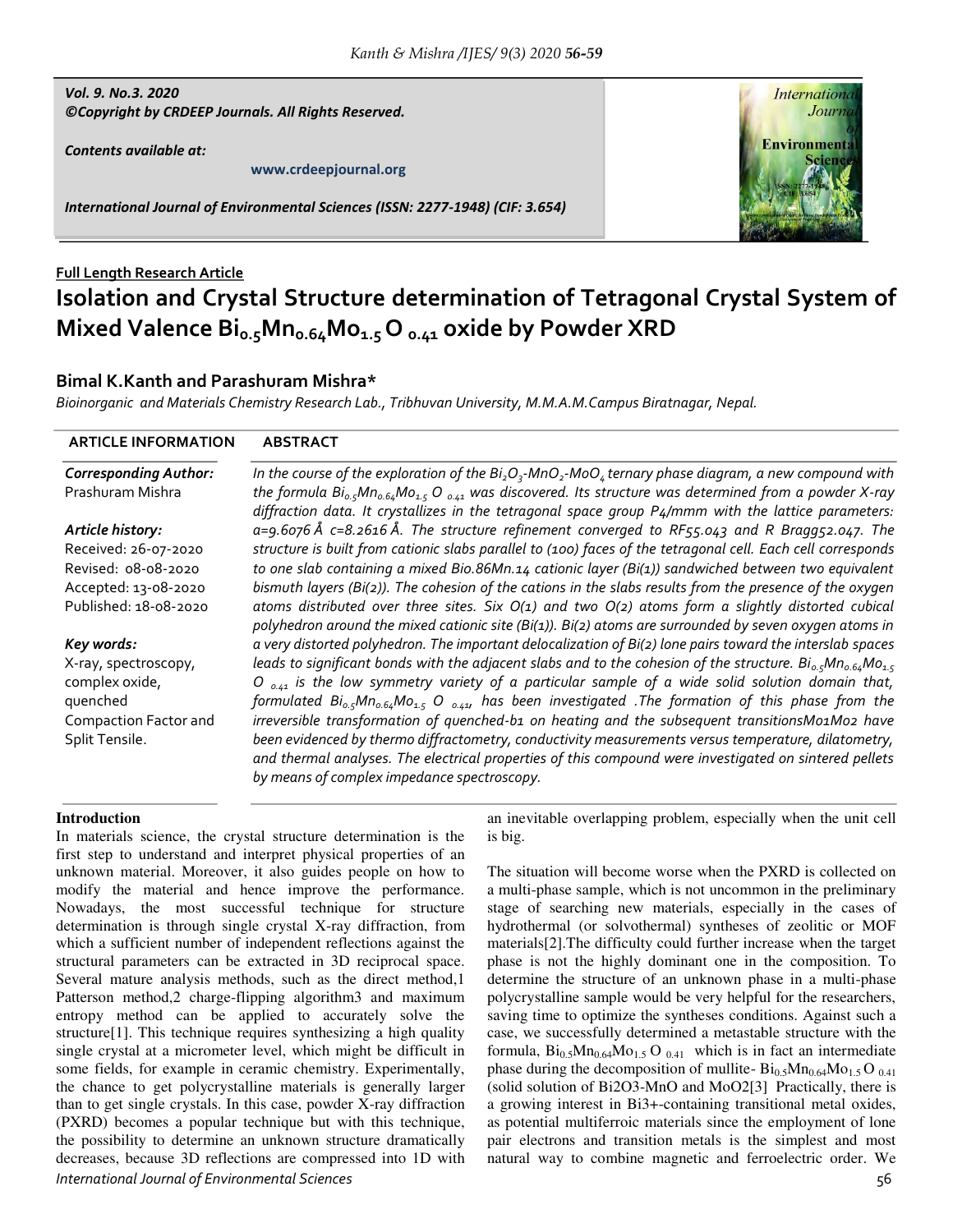Vol. 9. No.3. 2020
©Copyright by CRDEEP Journals. All Rights Reserved.

Contents available at:

www.crdeepjournal.org

International Journal of Environmental Sciences (ISSN: 2277-1948) (CIF: 3.654)

**Full Length Research Article**

# Isolation and Crystal Structure determination of Tetragonal Crystal System of Mixed Valence $Bi_{0.5}Mn_{0.64}Mo_{1.5}O_{0.41}$ oxide by Powder XRD

## Bimal K.Kanth and Parashuram Mishra*

*Bioinorganic and Materials Chemistry Research Lab., Tribhuvan University, M.M.A.M.Campus Biratnagar, Nepal.*

**ARTICLE INFORMATION**

***Corresponding Author:***
Prashuram Mishra

***Article history:***
Received: 26-07-2020
Revised: 08-08-2020
Accepted: 13-08-2020
Published: 18-08-2020

***Key words:***
X-ray, spectroscopy, complex oxide, quenched Compaction Factor and Split Tensile.

**ABSTRACT**

*In the course of the exploration of the $Bi_2O_3$-$MnO_2$-$MoO_4$ ternary phase diagram, a new compound with the formula $Bi_{0.5}Mn_{0.64}Mo_{1.5}O_{0.41}$ was discovered. Its structure was determined from a powder X-ray diffraction data. It crystallizes in the tetragonal space group P4/mmm with the lattice parameters: a=9.6076 Å c=8.2616 Å. The structure refinement converged to RF55.043 and R Bragg52.047. The structure is built from cationic slabs parallel to (100) faces of the tetragonal cell. Each cell corresponds to one slab containing a mixed Bio.86Mn.14 cationic layer (Bi(1)) sandwiched between two equivalent bismuth layers (Bi(2)). The cohesion of the cations in the slabs results from the presence of the oxygen atoms distributed over three sites. Six O(1) and two O(2) atoms form a slightly distorted cubical polyhedron around the mixed cationic site (Bi(1)). Bi(2) atoms are surrounded by seven oxygen atoms in a very distorted polyhedron. The important delocalization of Bi(2) lone pairs toward the interslab spaces leads to significant bonds with the adjacent slabs and to the cohesion of the structure. $Bi_{0.5}Mn_{0.64}Mo_{1.5}O_{0.41}$ is the low symmetry variety of a particular sample of a wide solid solution domain that, formulated $Bi_{0.5}Mn_{0.64}Mo_{1.5}O_{0.41}$, has been investigated .The formation of this phase from the irreversible transformation of quenched-b1 on heating and the subsequent transitionsMo1Mo2 have been evidenced by thermo diffractometry, conductivity measurements versus temperature, dilatometry, and thermal analyses. The electrical properties of this compound were investigated on sintered pellets by means of complex impedance spectroscopy.*

## Introduction

In materials science, the crystal structure determination is the first step to understand and interpret physical properties of an unknown material. Moreover, it also guides people on how to modify the material and hence improve the performance. Nowadays, the most successful technique for structure determination is through single crystal X-ray diffraction, from which a sufficient number of independent reflections against the structural parameters can be extracted in 3D reciprocal space. Several mature analysis methods, such as the direct method,1 Patterson method,2 charge-flipping algorithm3 and maximum entropy method can be applied to accurately solve the structure[1]. This technique requires synthesizing a high quality single crystal at a micrometer level, which might be difficult in some fields, for example in ceramic chemistry. Experimentally, the chance to get polycrystalline materials is generally larger than to get single crystals. In this case, powder X-ray diffraction (PXRD) becomes a popular technique but with this technique, the possibility to determine an unknown structure dramatically decreases, because 3D reflections are compressed into 1D with an inevitable overlapping problem, especially when the unit cell is big.

The situation will become worse when the PXRD is collected on a multi-phase sample, which is not uncommon in the preliminary stage of searching new materials, especially in the cases of hydrothermal (or solvothermal) syntheses of zeolitic or MOF materials[2].The difficulty could further increase when the target phase is not the highly dominant one in the composition. To determine the structure of an unknown phase in a multi-phase polycrystalline sample would be very helpful for the researchers, saving time to optimize the syntheses conditions. Against such a case, we successfully determined a metastable structure with the formula, $Bi_{0.5}Mn_{0.64}Mo_{1.5}O_{0.41}$ which is in fact an intermediate phase during the decomposition of mullite- $Bi_{0.5}Mn_{0.64}Mo_{1.5}O_{0.41}$ (solid solution of Bi2O3-MnO and MoO2[3] Practically, there is a growing interest in Bi3+-containing transitional metal oxides, as potential multiferroic materials since the employment of lone pair electrons and transition metals is the simplest and most natural way to combine magnetic and ferroelectric order. We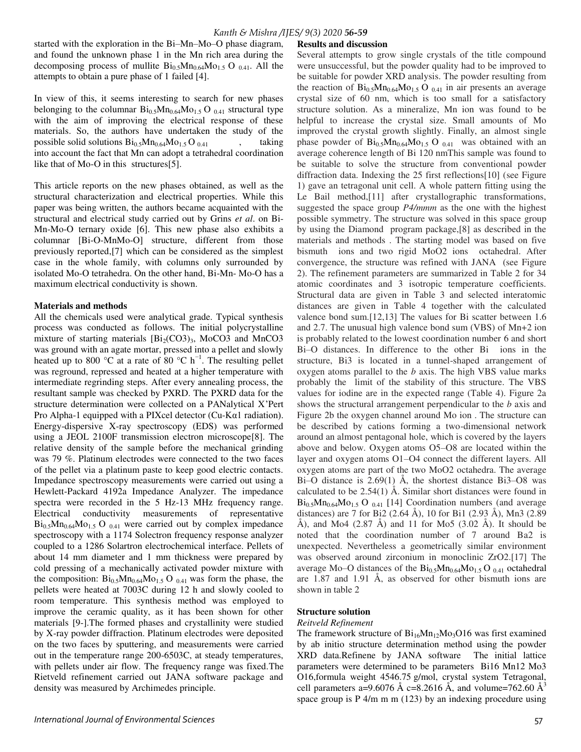started with the exploration in the Bi–Mn–Mo–O phase diagram, and found the unknown phase 1 in the Mn rich area during the decomposing process of mullite $Bi_{0.5}Mn_{0.64}Mo_{1.5}O_{0.41}$. All the attempts to obtain a pure phase of 1 failed [4].

In view of this, it seems interesting to search for new phases belonging to the columnar $Bi_{0.5}Mn_{0.64}Mo_{1.5}O_{0.41}$ structural type with the aim of improving the electrical response of these materials. So, the authors have undertaken the study of the possible solid solutions $Bi_{0.5}Mn_{0.64}Mo_{1.5}O_{0.41}$ , taking into account the fact that Mn can adopt a tetrahedral coordination like that of Mo-O in this structures[5].

This article reports on the new phases obtained, as well as the structural characterization and electrical properties. While this paper was being written, the authors became acquainted with the structural and electrical study carried out by Grins *et al*. on Bi-Mn-Mo-O ternary oxide [6]. This new phase also exhibits a columnar [Bi-O-MnMo-O] structure, different from those previously reported,[7] which can be considered as the simplest case in the whole family, with columns only surrounded by isolated Mo-O tetrahedra. On the other hand, Bi-Mn- Mo-O has a maximum electrical conductivity is shown.

**Materials and methods**

All the chemicals used were analytical grade. Typical synthesis process was conducted as follows. The initial polycrystalline mixture of starting materials [$Bi_2(CO3)_3$, MoCO3 and MnCO3 was ground with an agate mortar, pressed into a pellet and slowly heated up to 800 °C at a rate of 80 °C $h^{-1}$. The resulting pellet was reground, repressed and heated at a higher temperature with intermediate regrinding steps. After every annealing process, the resultant sample was checked by PXRD. The PXRD data for the structure determination were collected on a PANalytical X'Pert Pro Alpha-1 equipped with a PIXcel detector (Cu-Kα1 radiation). Energy-dispersive X-ray spectroscopy (EDS) was performed using a JEOL 2100F transmission electron microscope[8]. The relative density of the sample before the mechanical grinding was 79 %. Platinum electrodes were connected to the two faces of the pellet via a platinum paste to keep good electric contacts. Impedance spectroscopy measurements were carried out using a Hewlett-Packard 4192a Impedance Analyzer. The impedance spectra were recorded in the 5 Hz-13 MHz frequency range. Electrical conductivity measurements of representative $Bi_{0.5}Mn_{0.64}Mo_{1.5}O_{0.41}$ were carried out by complex impedance spectroscopy with a 1174 Solectron frequency response analyzer coupled to a 1286 Solartron electrochemical interface. Pellets of about 14 mm diameter and 1 mm thickness were prepared by cold pressing of a mechanically activated powder mixture with the composition: $Bi_{0.5}Mn_{0.64}Mo_{1.5}O_{0.41}$ was form the phase, the pellets were heated at 7003C during 12 h and slowly cooled to room temperature. This synthesis method was employed to improve the ceramic quality, as it has been shown for other materials [9-].The formed phases and crystallinity were studied by X-ray powder diffraction. Platinum electrodes were deposited on the two faces by sputtering, and measurements were carried out in the temperature range 200-6503C, at steady temperatures, with pellets under air flow. The frequency range was fixed.The Rietveld refinement carried out JANA software package and density was measured by Archimedes principle.

**Results and discussion**

Several attempts to grow single crystals of the title compound were unsuccessful, but the powder quality had to be improved to be suitable for powder XRD analysis. The powder resulting from the reaction of $Bi_{0.5}Mn_{0.64}Mo_{1.5}O_{0.41}$ in air presents an average crystal size of 60 nm, which is too small for a satisfactory structure solution. As a mineralize, Mn ion was found to be helpful to increase the crystal size. Small amounts of Mo improved the crystal growth slightly. Finally, an almost single phase powder of $Bi_{0.5}Mn_{0.64}Mo_{1.5}O_{0.41}$ was obtained with an average coherence length of Bi 120 nmThis sample was found to be suitable to solve the structure from conventional powder diffraction data. Indexing the 25 first reflections[10] (see Figure 1) gave an tetragonal unit cell. A whole pattern fitting using the Le Bail method,[11] after crystallographic transformations, suggested the space group *P4/mmm* as the one with the highest possible symmetry. The structure was solved in this space group by using the Diamond program package,[8] as described in the materials and methods . The starting model was based on five bismuth ions and two rigid MoO2 ions octahedral. After convergence, the structure was refined with JANA (see Figure 2). The refinement parameters are summarized in Table 2 for 34 atomic coordinates and 3 isotropic temperature coefficients. Structural data are given in Table 3 and selected interatomic distances are given in Table 4 together with the calculated valence bond sum.[12,13] The values for Bi scatter between 1.6 and 2.7. The unusual high valence bond sum (VBS) of Mn+2 ion is probably related to the lowest coordination number 6 and short Bi–O distances. In difference to the other Bi ions in the structure, Bi3 is located in a tunnel-shaped arrangement of oxygen atoms parallel to the *b* axis. The high VBS value marks probably the limit of the stability of this structure. The VBS values for iodine are in the expected range (Table 4). Figure 2a shows the structural arrangement perpendicular to the *b* axis and Figure 2b the oxygen channel around Mo ion . The structure can be described by cations forming a two-dimensional network around an almost pentagonal hole, which is covered by the layers above and below. Oxygen atoms O5–O8 are located within the layer and oxygen atoms O1–O4 connect the different layers. All oxygen atoms are part of the two MoO2 octahedra. The average Bi–O distance is 2.69(1) Å, the shortest distance Bi3–O8 was calculated to be 2.54(1) Å. Similar short distances were found in $Bi_{0.5}Mn_{0.64}Mo_{1.5}O_{0.41}$ [14] Coordination numbers (and average distances) are 7 for Bi2 (2.64 Å), 10 for Bi1 (2.93 Å), Mn3 (2.89 Å), and Mo4 (2.87 Å) and 11 for Mo5 (3.02 Å). It should be noted that the coordination number of 7 around Ba2 is unexpected. Nevertheless a geometrically similar environment was observed around zirconium in monoclinic ZrO2.[17] The average Mo–O distances of the $Bi_{0.5}Mn_{0.64}Mo_{1.5}O_{0.41}$ octahedral are 1.87 and 1.91 Å, as observed for other bismuth ions are shown in table 2

**Structure solution**

*Reitveld Refinement*

The framework structure of $Bi_{16}Mn_{12}Mo_3O16$ was first examined by ab initio structure determination method using the powder XRD data.Refinene by JANA software The initial lattice parameters were determined to be parameters Bi16 Mn12 Mo3 O16,formula weight 4546.75 g/mol, crystal system Tetragonal, cell parameters a=9.6076 Å c=8.2616 Å, and volume=762.60 Å$^3$ space group is P 4/m m m (123) by an indexing procedure using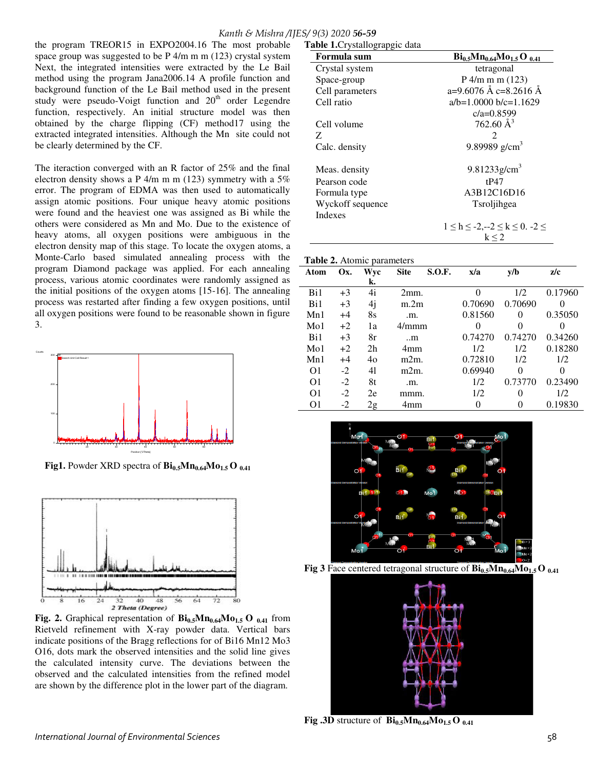the program TREOR15 in EXPO2004.16 The most probable space group was suggested to be P 4/m m m (123) crystal system Next, the integrated intensities were extracted by the Le Bail method using the program Jana2006.14 A profile function and background function of the Le Bail method used in the present study were pseudo-Voigt function and 20[th] order Legendre function, respectively. An initial structure model was then obtained by the charge flipping (CF) method17 using the extracted integrated intensities. Although the Mn site could not be clearly determined by the CF.

The iteraction converged with an R factor of 25% and the final electron density shows a P 4/m m m (123) symmetry with a 5% error. The program of EDMA was then used to automatically assign atomic positions. Four unique heavy atomic positions were found and the heaviest one was assigned as Bi while the others were considered as Mn and Mo. Due to the existence of heavy atoms, all oxygen positions were ambiguous in the electron density map of this stage. To locate the oxygen atoms, a Monte-Carlo based simulated annealing process with the program Diamond package was applied. For each annealing process, various atomic coordinates were randomly assigned as the initial positions of the oxygen atoms [15-16]. The annealing process was restarted after finding a few oxygen positions, until all oxygen positions were found to be reasonable shown in figure 3.

**Fig1.** Powder XRD spectra of $Bi_{0.5}Mn_{0.64}Mo_{1.5}O_{0.41}$

**Fig. 2.** Graphical representation of $Bi_{0.5}Mn_{0.64}Mo_{1.5}O_{0.41}$ from Rietveld refinement with X-ray powder data. Vertical bars indicate positions of the Bragg reflections for of Bi16 Mn12 Mo3 O16, dots mark the observed intensities and the solid line gives the calculated intensity curve. The deviations between the observed and the calculated intensities from the refined model are shown by the difference plot in the lower part of the diagram.

**Table 1.** Crystallograpgic data

| **Formula sum** | $Bi_{0.5}Mn_{0.64}Mo_{1.5}O_{0.41}$ |
|---|---|
| Crystal system | tetragonal |
| Space-group | P 4/m m m (123) |
| Cell parameters | a=9.6076 Å c=8.2616 Å |
| Cell ratio | a/b=1.0000 b/c=1.1629 c/a=0.8599 |
| Cell volume | 762.60 Å$^3$ |
| Z | 2 |
| Calc. density | 9.89989 g/cm$^3$ |
| Meas. density | 9.81233g/cm$^3$ |
| Pearson code | tP47 |
| Formula type | A3B12C16D16 |
| Wyckoff sequence | Tsroljihgea |
| Indexes | 1 ≤ h ≤ -2,--2 ≤ k ≤ 0. -2 ≤ k ≤ 2 |

**Table 2.** Atomic parameters

| Atom | Ox. | Wyck. | Site | S.O.F. | x/a | y/b | z/c |
|---|---|---|---|---|---|---|---|
| Bi1 | +3 | 4i | 2mm. | | 0 | 1/2 | 0.17960 |
| Bi1 | +3 | 4j | m.2m | | 0.70690 | 0.70690 | 0 |
| Mn1 | +4 | 8s | .m. | | 0.81560 | 0 | 0.35050 |
| Mo1 | +2 | 1a | 4/mmm | | 0 | 0 | 0 |
| Bi1 | +3 | 8r | ..m | | 0.74270 | 0.74270 | 0.34260 |
| Mo1 | +2 | 2h | 4mm | | 1/2 | 1/2 | 0.18280 |
| Mn1 | +4 | 4o | m2m. | | 0.72810 | 1/2 | 1/2 |
| O1 | -2 | 4l | m2m. | | 0.69940 | 0 | 0 |
| O1 | -2 | 8t | .m. | | 1/2 | 0.73770 | 0.23490 |
| O1 | -2 | 2e | mmm. | | 1/2 | 0 | 1/2 |
| O1 | -2 | 2g | 4mm | | 0 | 0 | 0.19830 |

**Fig 3** Face centered tetragonal structure of $Bi_{0.5}Mn_{0.64}Mo_{1.5}O_{0.41}$

**Fig .3D** structure of $Bi_{0.5}Mn_{0.64}Mo_{1.5}O_{0.41}$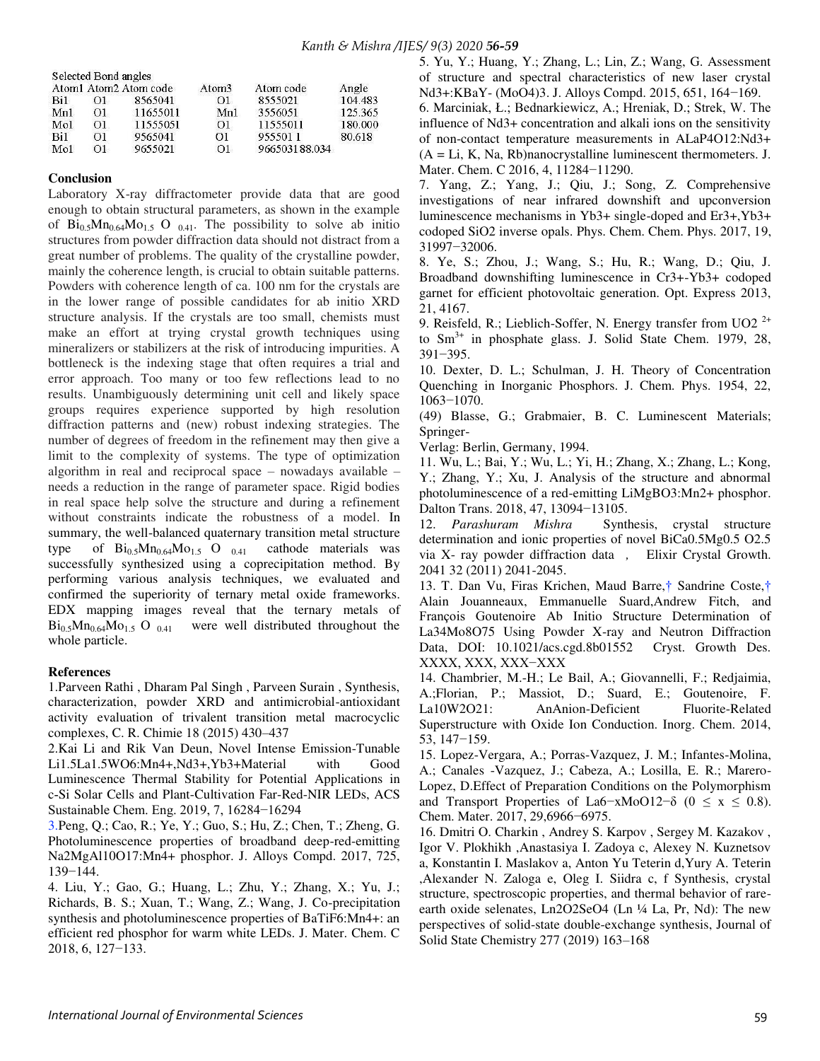Selected Bond angles

| Atom1 | Atom2 | Atom code | Atom3 | Atom code | Angle |
|---|---|---|---|---|---|
| Bi1 | O1 | 8565041 | O1 | 8555021 | 104.483 |
| Mn1 | O1 | 11655011 | Mn1 | 3556051 | 125.365 |
| Mo1 | O1 | 11555051 | O1 | 11555011 | 180.000 |
| Bi1 | O1 | 9565041 | O1 | 955501 1 | 80.618 |
| Mo1 | O1 | 9655021 | O1 | 966503188.034 | |

## Conclusion

Laboratory X-ray diffractometer provide data that are good enough to obtain structural parameters, as shown in the example of $Bi_{0.5}Mn_{0.64}Mo_{1.5}$ O $_{0.41}$. The possibility to solve ab initio structures from powder diffraction data should not distract from a great number of problems. The quality of the crystalline powder, mainly the coherence length, is crucial to obtain suitable patterns. Powders with coherence length of ca. 100 nm for the crystals are in the lower range of possible candidates for ab initio XRD structure analysis. If the crystals are too small, chemists must make an effort at trying crystal growth techniques using mineralizers or stabilizers at the risk of introducing impurities. A bottleneck is the indexing stage that often requires a trial and error approach. Too many or too few reflections lead to no results. Unambiguously determining unit cell and likely space groups requires experience supported by high resolution diffraction patterns and (new) robust indexing strategies. The number of degrees of freedom in the refinement may then give a limit to the complexity of systems. The type of optimization algorithm in real and reciprocal space – nowadays available – needs a reduction in the range of parameter space. Rigid bodies in real space help solve the structure and during a refinement without constraints indicate the robustness of a model. In summary, the well-balanced quaternary transition metal structure type of $Bi_{0.5}Mn_{0.64}Mo_{1.5}$ O $_{0.41}$ cathode materials was successfully synthesized using a coprecipitation method. By performing various analysis techniques, we evaluated and confirmed the superiority of ternary metal oxide frameworks. EDX mapping images reveal that the ternary metals of $Bi_{0.5}Mn_{0.64}Mo_{1.5}$ O $_{0.41}$ were well distributed throughout the whole particle.

## References

1.Parveen Rathi , Dharam Pal Singh , Parveen Surain , Synthesis, characterization, powder XRD and antimicrobial-antioxidant activity evaluation of trivalent transition metal macrocyclic complexes, C. R. Chimie 18 (2015) 430–437

2.Kai Li and Rik Van Deun, Novel Intense Emission-Tunable Li1.5La1.5WO6:Mn4+,Nd3+,Yb3+Material with Good Luminescence Thermal Stability for Potential Applications in c-Si Solar Cells and Plant-Cultivation Far-Red-NIR LEDs, ACS Sustainable Chem. Eng. 2019, 7, 16284−16294

3.Peng, Q.; Cao, R.; Ye, Y.; Guo, S.; Hu, Z.; Chen, T.; Zheng, G. Photoluminescence properties of broadband deep-red-emitting Na2MgAl10O17:Mn4+ phosphor. J. Alloys Compd. 2017, 725, 139−144.

4. Liu, Y.; Gao, G.; Huang, L.; Zhu, Y.; Zhang, X.; Yu, J.; Richards, B. S.; Xuan, T.; Wang, Z.; Wang, J. Co-precipitation synthesis and photoluminescence properties of BaTiF6:Mn4+: an efficient red phosphor for warm white LEDs. J. Mater. Chem. C 2018, 6, 127−133.

5. Yu, Y.; Huang, Y.; Zhang, L.; Lin, Z.; Wang, G. Assessment of structure and spectral characteristics of new laser crystal Nd3+:KBaY- (MoO4)3. J. Alloys Compd. 2015, 651, 164−169.

6. Marciniak, Ł.; Bednarkiewicz, A.; Hreniak, D.; Strek, W. The influence of Nd3+ concentration and alkali ions on the sensitivity of non-contact temperature measurements in ALaP4O12:Nd3+ (A = Li, K, Na, Rb)nanocrystalline luminescent thermometers. J. Mater. Chem. C 2016, 4, 11284−11290.

7. Yang, Z.; Yang, J.; Qiu, J.; Song, Z. Comprehensive investigations of near infrared downshift and upconversion luminescence mechanisms in Yb3+ single-doped and Er3+,Yb3+ codoped SiO2 inverse opals. Phys. Chem. Chem. Phys. 2017, 19, 31997−32006.

8. Ye, S.; Zhou, J.; Wang, S.; Hu, R.; Wang, D.; Qiu, J. Broadband downshifting luminescence in Cr3+-Yb3+ codoped garnet for efficient photovoltaic generation. Opt. Express 2013, 21, 4167.

9. Reisfeld, R.; Lieblich-Soffer, N. Energy transfer from UO2 $^{2+}$ to $Sm^{3+}$ in phosphate glass. J. Solid State Chem. 1979, 28, 391−395.

10. Dexter, D. L.; Schulman, J. H. Theory of Concentration Quenching in Inorganic Phosphors. J. Chem. Phys. 1954, 22, 1063−1070.

(49) Blasse, G.; Grabmaier, B. C. Luminescent Materials; Springer-Verlag: Berlin, Germany, 1994.

11. Wu, L.; Bai, Y.; Wu, L.; Yi, H.; Zhang, X.; Zhang, L.; Kong, Y.; Zhang, Y.; Xu, J. Analysis of the structure and abnormal photoluminescence of a red-emitting LiMgBO3:Mn2+ phosphor. Dalton Trans. 2018, 47, 13094−13105.

12. *Parashuram Mishra* Synthesis, crystal structure determination and ionic properties of novel BiCa0.5Mg0.5 O2.5 via X- ray powder diffraction data , Elixir Crystal Growth. 2041 32 (2011) 2041-2045.

13. T. Dan Vu, Firas Krichen, Maud Barre,† Sandrine Coste,† Alain Jouanneaux, Emmanuelle Suard,Andrew Fitch, and François Goutenoire Ab Initio Structure Determination of La34Mo8O75 Using Powder X-ray and Neutron Diffraction Data, DOI: 10.1021/acs.cgd.8b01552 Cryst. Growth Des. XXXX, XXX, XXX−XXX

14. Chambrier, M.-H.; Le Bail, A.; Giovannelli, F.; Redjaimia, A.;Florian, P.; Massiot, D.; Suard, E.; Goutenoire, F. La10W2O21: AnAnion-Deficient Fluorite-Related Superstructure with Oxide Ion Conduction. Inorg. Chem. 2014, 53, 147−159.

15. Lopez-Vergara, A.; Porras-Vazquez, J. M.; Infantes-Molina, A.; Canales -Vazquez, J.; Cabeza, A.; Losilla, E. R.; Marero-Lopez, D.Effect of Preparation Conditions on the Polymorphism and Transport Properties of La6−xMoO12−δ (0 ≤ x ≤ 0.8). Chem. Mater. 2017, 29,6966−6975.

16. Dmitri O. Charkin , Andrey S. Karpov , Sergey M. Kazakov , Igor V. Plokhikh ,Anastasiya I. Zadoya c, Alexey N. Kuznetsov a, Konstantin I. Maslakov a, Anton Yu Teterin d,Yury A. Teterin ,Alexander N. Zaloga e, Oleg I. Siidra c, f Synthesis, crystal structure, spectroscopic properties, and thermal behavior of rare-earth oxide selenates, Ln2O2SeO4 (Ln ¼ La, Pr, Nd): The new perspectives of solid-state double-exchange synthesis, Journal of Solid State Chemistry 277 (2019) 163–168